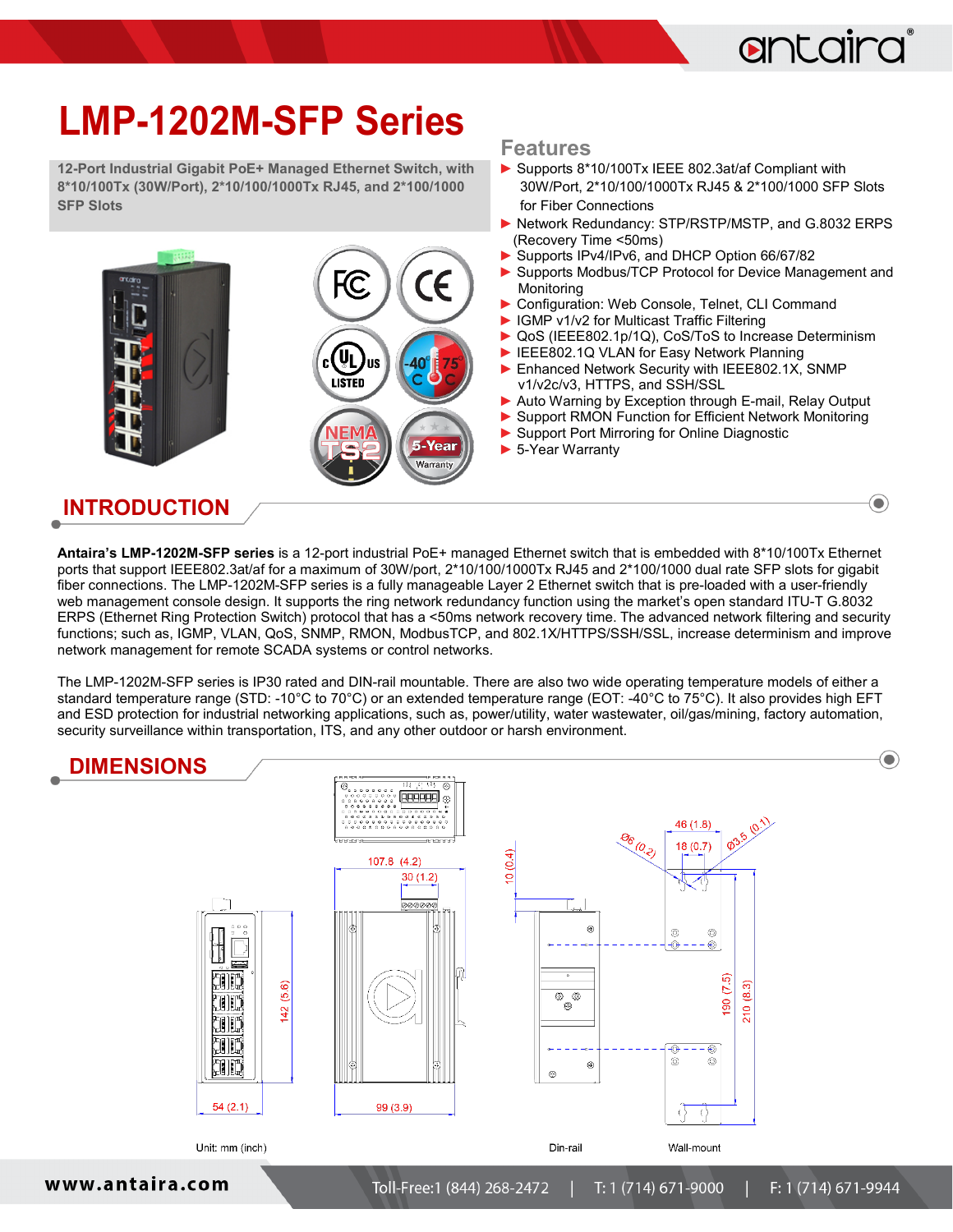# LMP-1202M-SFP Series

**12-Port Industrial Gigabit PoE+ Managed Ethernet Switch, with 8*10/100Tx (30W/Port), 2*10/100/1000Tx RJ45, and 2*100/1000 SFP Slots**

## Features

- Supports 8*10/100Tx IEEE 802.3at/af Compliant with 30W/Port, 2*10/100/1000Tx RJ45 & 2*100/1000 SFP Slots for Fiber Connections
- Network Redundancy: STP/RSTP/MSTP, and G.8032 ERPS (Recovery Time <50ms)
- Supports IPv4/IPv6, and DHCP Option 66/67/82
- Supports Modbus/TCP Protocol for Device Management and Monitoring
- Configuration: Web Console, Telnet, CLI Command
- IGMP v1/v2 for Multicast Traffic Filtering
- QoS (IEEE802.1p/1Q), CoS/ToS to Increase Determinism
- IEEE802.1Q VLAN for Easy Network Planning
- Enhanced Network Security with IEEE802.1X, SNMP v1/v2c/v3, HTTPS, and SSH/SSL
- Auto Warning by Exception through E-mail, Relay Output
- Support RMON Function for Efficient Network Monitoring
- Support Port Mirroring for Online Diagnostic
- 5-Year Warranty

## INTRODUCTION

**Antaira's LMP-1202M-SFP series** is a 12-port industrial PoE+ managed Ethernet switch that is embedded with 8*10/100Tx Ethernet ports that support IEEE802.3at/af for a maximum of 30W/port, 2*10/100/1000Tx RJ45 and 2*100/1000 dual rate SFP slots for gigabit fiber connections. The LMP-1202M-SFP series is a fully manageable Layer 2 Ethernet switch that is pre-loaded with a user-friendly web management console design. It supports the ring network redundancy function using the market's open standard ITU-T G.8032 ERPS (Ethernet Ring Protection Switch) protocol that has a <50ms network recovery time. The advanced network filtering and security functions; such as, IGMP, VLAN, QoS, SNMP, RMON, ModbusTCP, and 802.1X/HTTPS/SSH/SSL, increase determinism and improve network management for remote SCADA systems or control networks.

The LMP-1202M-SFP series is IP30 rated and DIN-rail mountable. There are also two wide operating temperature models of either a standard temperature range (STD: -10°C to 70°C) or an extended temperature range (EOT: -40°C to 75°C). It also provides high EFT and ESD protection for industrial networking applications, such as, power/utility, water wastewater, oil/gas/mining, factory automation, security surveillance within transportation, ITS, and any other outdoor or harsh environment.

## DIMENSIONS

107.8 (4.2)
30 (1.2)
142 (5.6)
54 (2.1)
99 (3.9)
10 (0.4)
46 (1.8)
18 (0.7)
Ø6 (0.2)
Ø3.5 (0.1)
190 (7.5)
210 (8.3)

Unit: mm (inch)

Din-rail

Wall-mount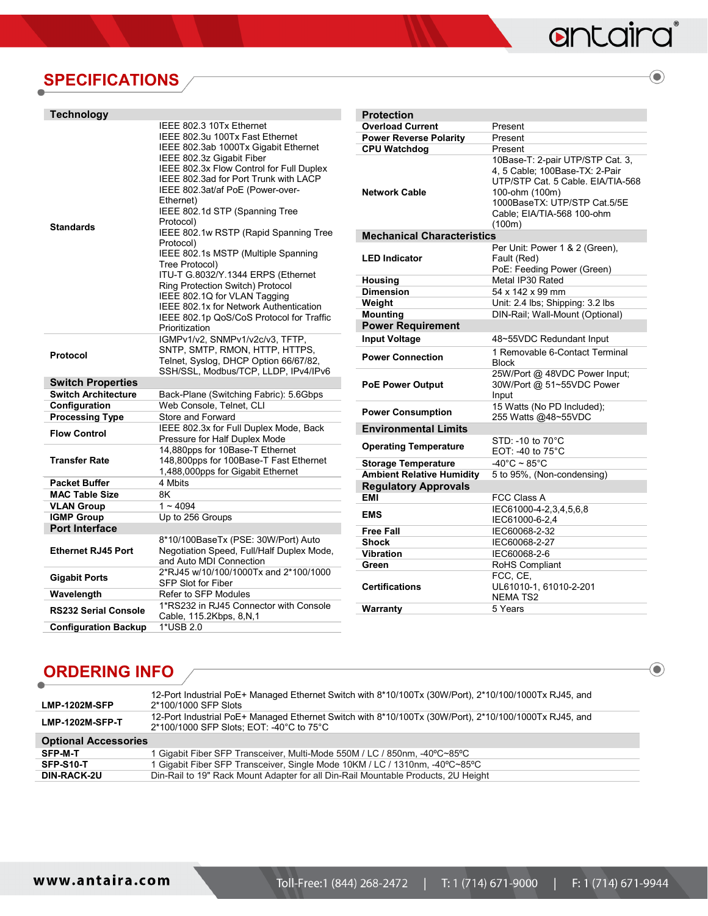## SPECIFICATIONS

| | |
|---|---|
| **Technology** | |
| **Standards** | IEEE 802.3 10Tx Ethernet<br>IEEE 802.3u 100Tx Fast Ethernet<br>IEEE 802.3ab 1000Tx Gigabit Ethernet<br>IEEE 802.3z Gigabit Fiber<br>IEEE 802.3x Flow Control for Full Duplex<br>IEEE 802.3ad for Port Trunk with LACP<br>IEEE 802.3at/af PoE (Power-over-Ethernet)<br>IEEE 802.1d STP (Spanning Tree Protocol)<br>IEEE 802.1w RSTP (Rapid Spanning Tree Protocol)<br>IEEE 802.1s MSTP (Multiple Spanning Tree Protocol)<br>ITU-T G.8032/Y.1344 ERPS (Ethernet Ring Protection Switch) Protocol<br>IEEE 802.1Q for VLAN Tagging<br>IEEE 802.1x for Network Authentication<br>IEEE 802.1p QoS/CoS Protocol for Traffic Prioritization |
| **Protocol** | IGMPv1/v2, SNMPv1/v2c/v3, TFTP, SNTP, SMTP, RMON, HTTP, HTTPS, Telnet, Syslog, DHCP Option 66/67/82, SSH/SSL, Modbus/TCP, LLDP, IPv4/IPv6 |
| **Switch Properties** | |
| **Switch Architecture** | Back-Plane (Switching Fabric): 5.6Gbps |
| **Configuration** | Web Console, Telnet, CLI |
| **Processing Type** | Store and Forward |
| **Flow Control** | IEEE 802.3x for Full Duplex Mode, Back Pressure for Half Duplex Mode |
| **Transfer Rate** | 14,880pps for 10Base-T Ethernet<br>148,800pps for 100Base-T Fast Ethernet<br>1,488,000pps for Gigabit Ethernet |
| **Packet Buffer** | 4 Mbits |
| **MAC Table Size** | 8K |
| **VLAN Group** | 1 ~ 4094 |
| **IGMP Group** | Up to 256 Groups |
| **Port Interface** | |
| **Ethernet RJ45 Port** | 8*10/100BaseTx (PSE: 30W/Port) Auto Negotiation Speed, Full/Half Duplex Mode, and Auto MDI Connection |
| **Gigabit Ports** | 2*RJ45 w/10/100/1000Tx and 2*100/1000 SFP Slot for Fiber |
| **Wavelength** | Refer to SFP Modules |
| **RS232 Serial Console** | 1*RS232 in RJ45 Connector with Console Cable, 115.2Kbps, 8,N,1 |
| **Configuration Backup** | 1*USB 2.0 |

| | |
|---|---|
| **Protection** | |
| **Overload Current** | Present |
| **Power Reverse Polarity** | Present |
| **CPU Watchdog** | Present |
| **Network Cable** | 10Base-T: 2-pair UTP/STP Cat. 3, 4, 5 Cable; 100Base-TX: 2-Pair UTP/STP Cat. 5 Cable. EIA/TIA-568 100-ohm (100m)<br>1000BaseTX: UTP/STP Cat.5/5E Cable; EIA/TIA-568 100-ohm (100m) |
| **Mechanical Characteristics** | |
| **LED Indicator** | Per Unit: Power 1 & 2 (Green), Fault (Red)<br>PoE: Feeding Power (Green) |
| **Housing** | Metal IP30 Rated |
| **Dimension** | 54 x 142 x 99 mm |
| **Weight** | Unit: 2.4 lbs; Shipping: 3.2 lbs |
| **Mounting** | DIN-Rail; Wall-Mount (Optional) |
| **Power Requirement** | |
| **Input Voltage** | 48~55VDC Redundant Input |
| **Power Connection** | 1 Removable 6-Contact Terminal Block |
| **PoE Power Output** | 25W/Port @ 48VDC Power Input; 30W/Port @ 51~55VDC Power Input |
| **Power Consumption** | 15 Watts (No PD Included); 255 Watts @48~55VDC |
| **Environmental Limits** | |
| **Operating Temperature** | STD: -10 to 70°C<br>EOT: -40 to 75°C |
| **Storage Temperature** | -40°C ~ 85°C |
| **Ambient Relative Humidity** | 5 to 95%, (Non-condensing) |
| **Regulatory Approvals** | |
| **EMI** | FCC Class A |
| **EMS** | IEC61000-4-2,3,4,5,6,8<br>IEC61000-6-2,4 |
| **Free Fall** | IEC60068-2-32 |
| **Shock** | IEC60068-2-27 |
| **Vibration** | IEC60068-2-6 |
| **Green** | RoHS Compliant |
| **Certifications** | FCC, CE,<br>UL61010-1, 61010-2-201<br>NEMA TS2 |
| **Warranty** | 5 Years |

## ORDERING INFO

| | |
|---|---|
| **LMP-1202M-SFP** | 12-Port Industrial PoE+ Managed Ethernet Switch with 8*10/100Tx (30W/Port), 2*10/100/1000Tx RJ45, and 2*100/1000 SFP Slots |
| **LMP-1202M-SFP-T** | 12-Port Industrial PoE+ Managed Ethernet Switch with 8*10/100Tx (30W/Port), 2*10/100/1000Tx RJ45, and 2*100/1000 SFP Slots; EOT: -40°C to 75°C |
| **Optional Accessories** | |
| **SFP-M-T** | 1 Gigabit Fiber SFP Transceiver, Multi-Mode 550M / LC / 850nm, -40ºC~85ºC |
| **SFP-S10-T** | 1 Gigabit Fiber SFP Transceiver, Single Mode 10KM / LC / 1310nm, -40ºC~85ºC |
| **DIN-RACK-2U** | Din-Rail to 19" Rack Mount Adapter for all Din-Rail Mountable Products, 2U Height |

www.antaira.com Toll-Free:1 (844) 268-2472 | T: 1 (714) 671-9000 | F: 1 (714) 671-9944